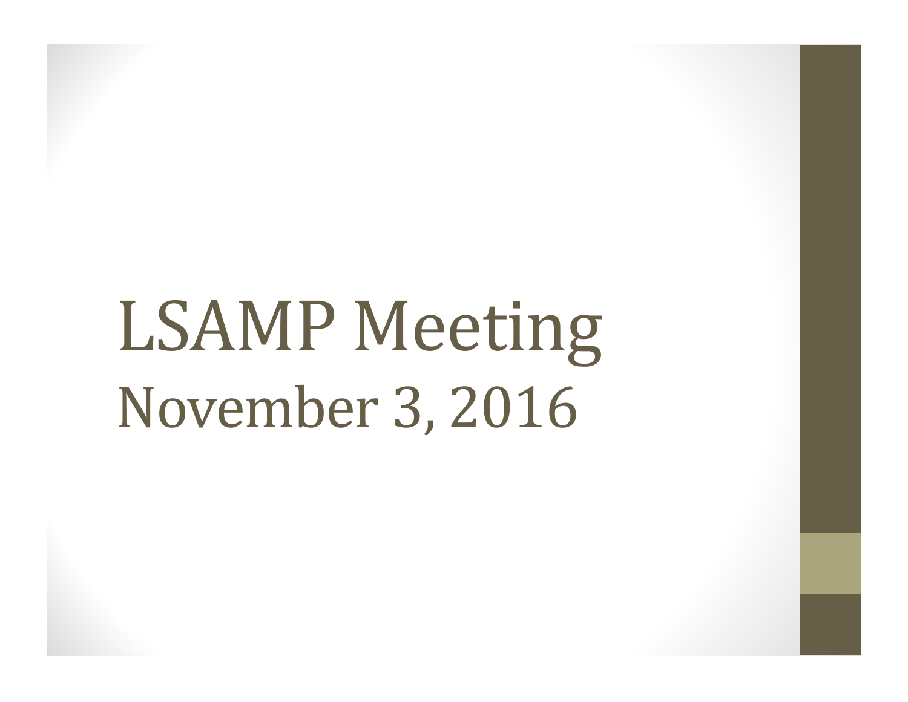# LSAMP Meeting

## November 3, 2016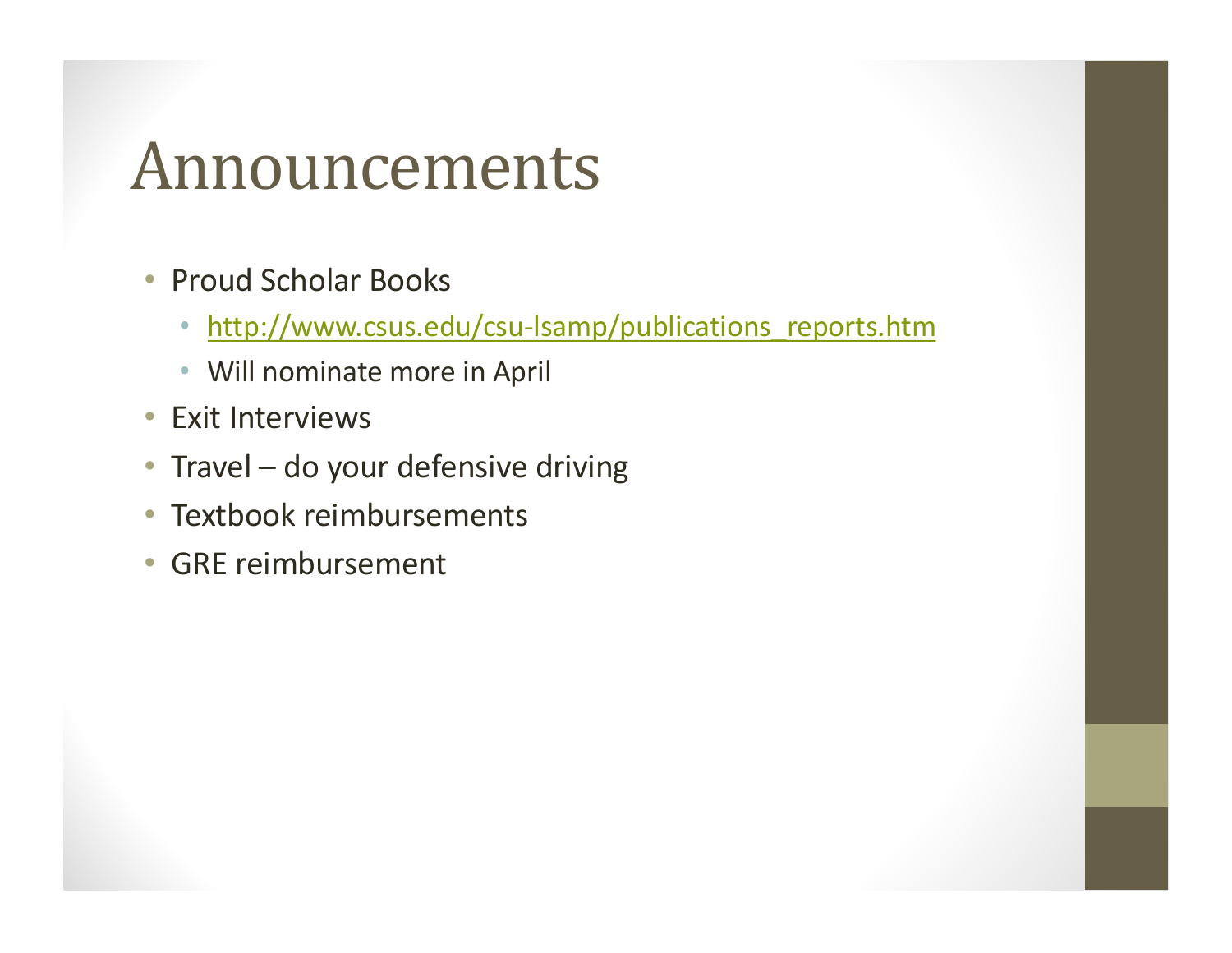# Announcements

- Proud Scholar Books
  - http://www.csus.edu/csu-lsamp/publications_reports.htm
  - Will nominate more in April
- Exit Interviews
- Travel – do your defensive driving
- Textbook reimbursements
- GRE reimbursement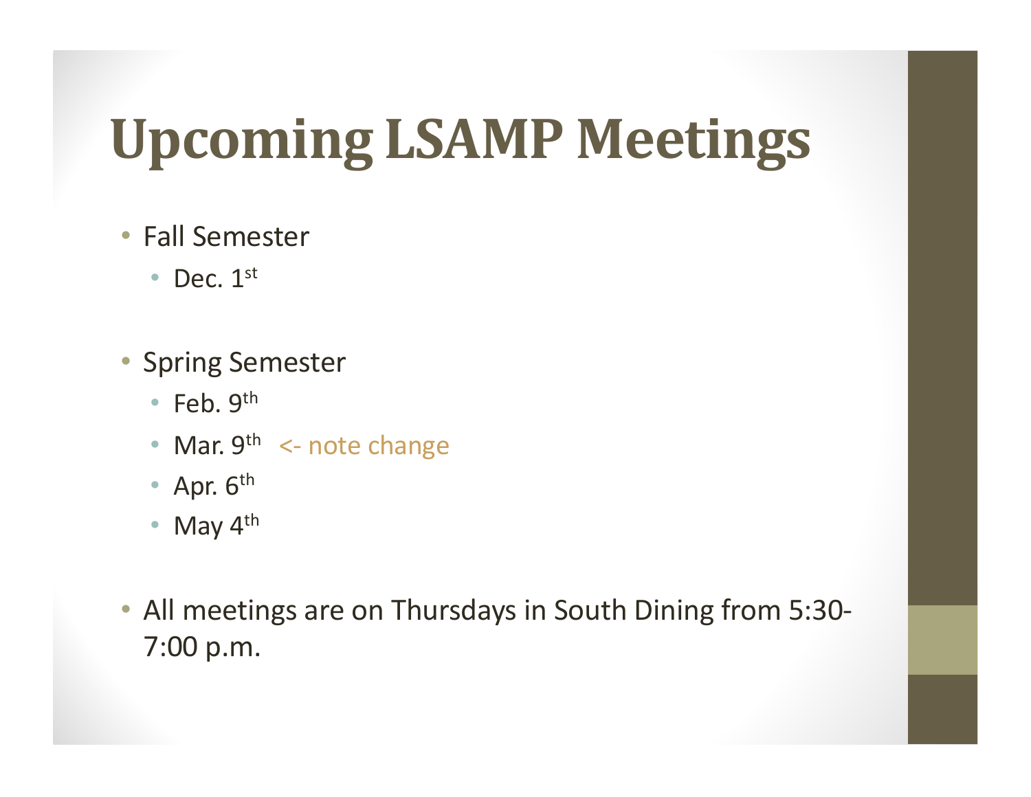# Upcoming LSAMP Meetings

- Fall Semester
  - Dec. 1st
- Spring Semester
  - Feb. 9th
  - Mar. 9th <- note change
  - Apr. 6th
  - May 4th
- All meetings are on Thursdays in South Dining from 5:30-7:00 p.m.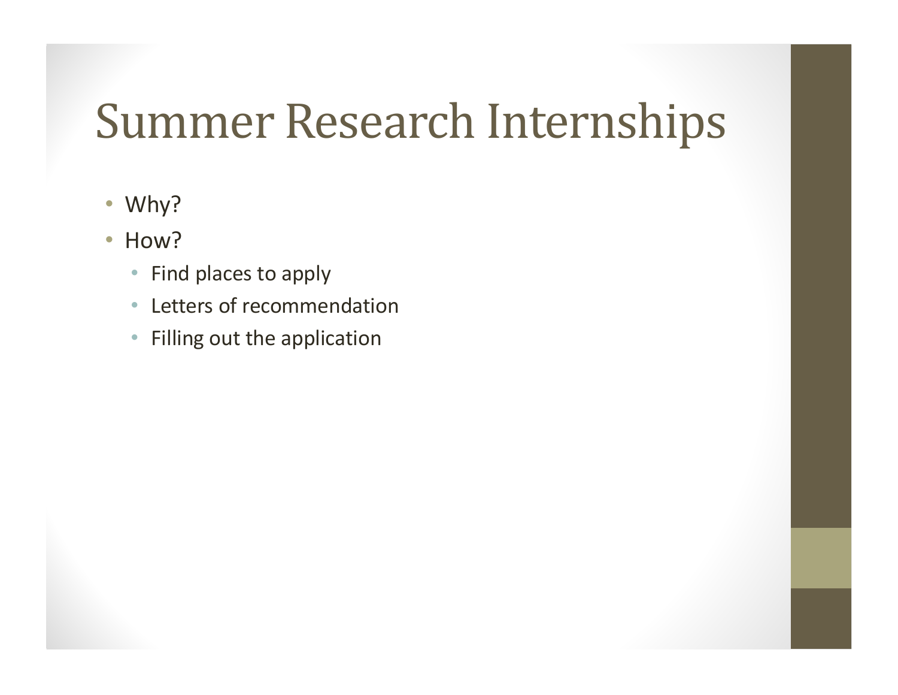# Summer Research Internships

- Why?
- How?
  - Find places to apply
  - Letters of recommendation
  - Filling out the application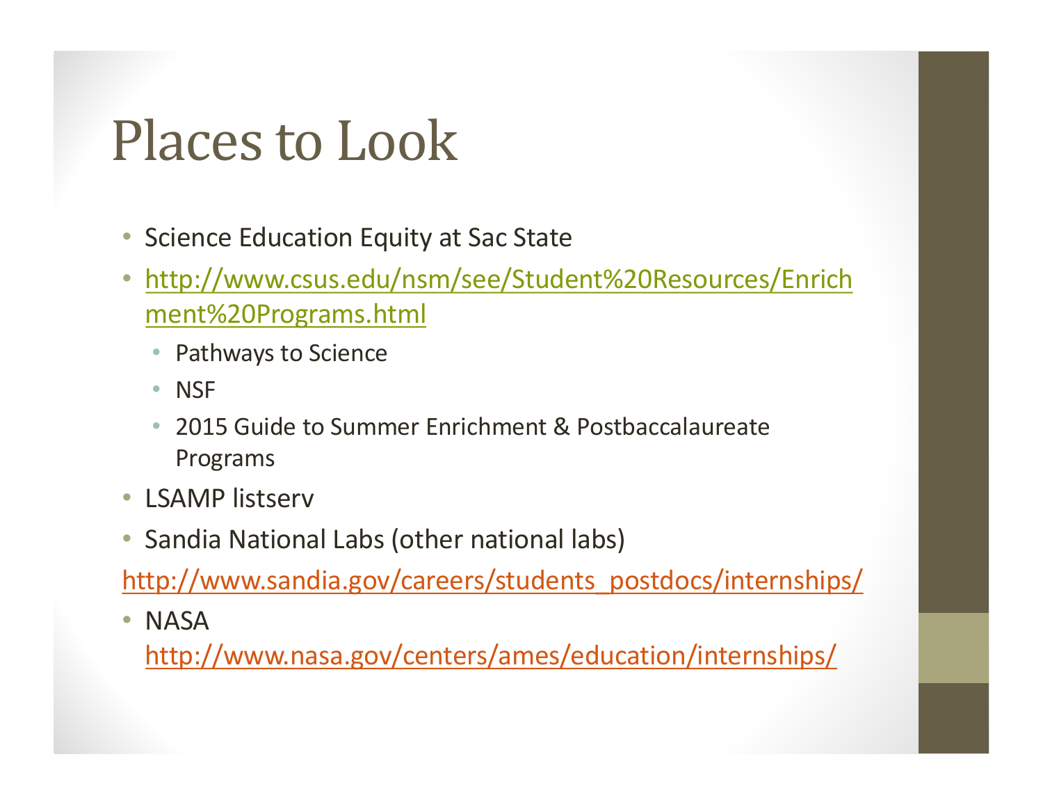# Places to Look

- Science Education Equity at Sac State
- http://www.csus.edu/nsm/see/Student%20Resources/Enrichment%20Programs.html
  - Pathways to Science
  - NSF
  - 2015 Guide to Summer Enrichment & Postbaccalaureate Programs
- LSAMP listserv
- Sandia National Labs (other national labs)

http://www.sandia.gov/careers/students_postdocs/internships/

- NASA
  http://www.nasa.gov/centers/ames/education/internships/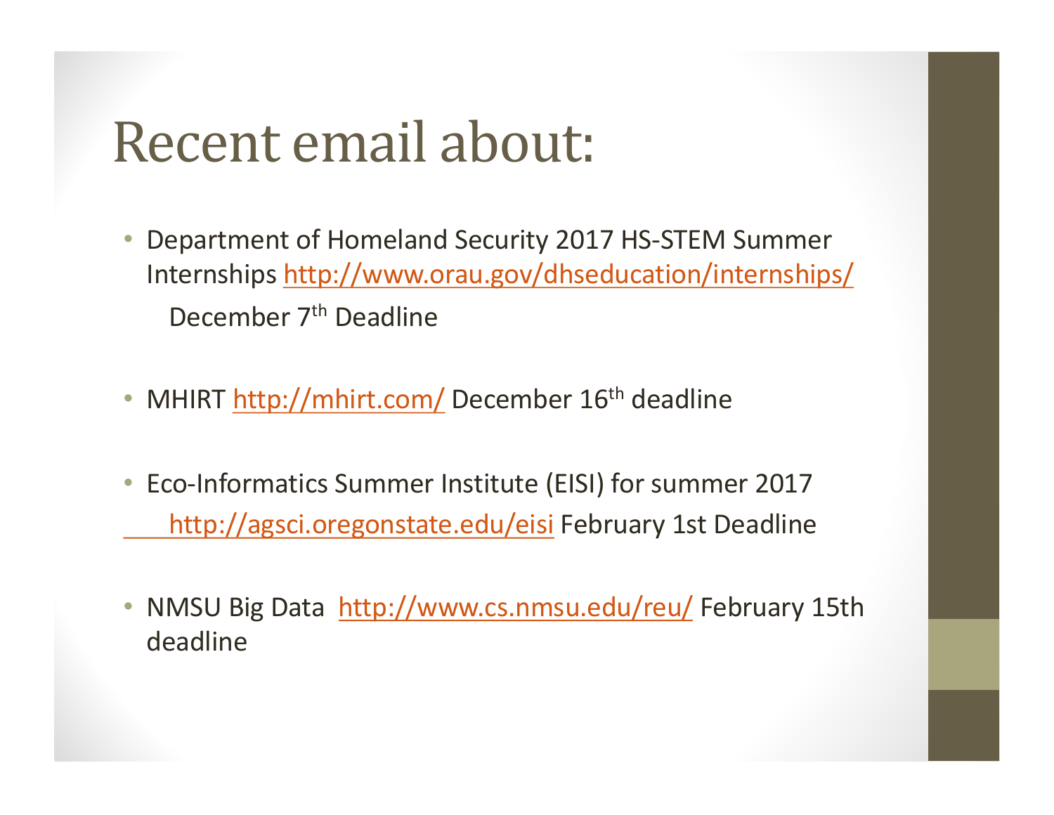# Recent email about:

- Department of Homeland Security 2017 HS-STEM Summer Internships http://www.orau.gov/dhseducation/internships/
  December 7th Deadline
- MHIRT http://mhirt.com/ December 16th deadline
- Eco-Informatics Summer Institute (EISI) for summer 2017
  http://agsci.oregonstate.edu/eisi February 1st Deadline
- NMSU Big Data http://www.cs.nmsu.edu/reu/ February 15th deadline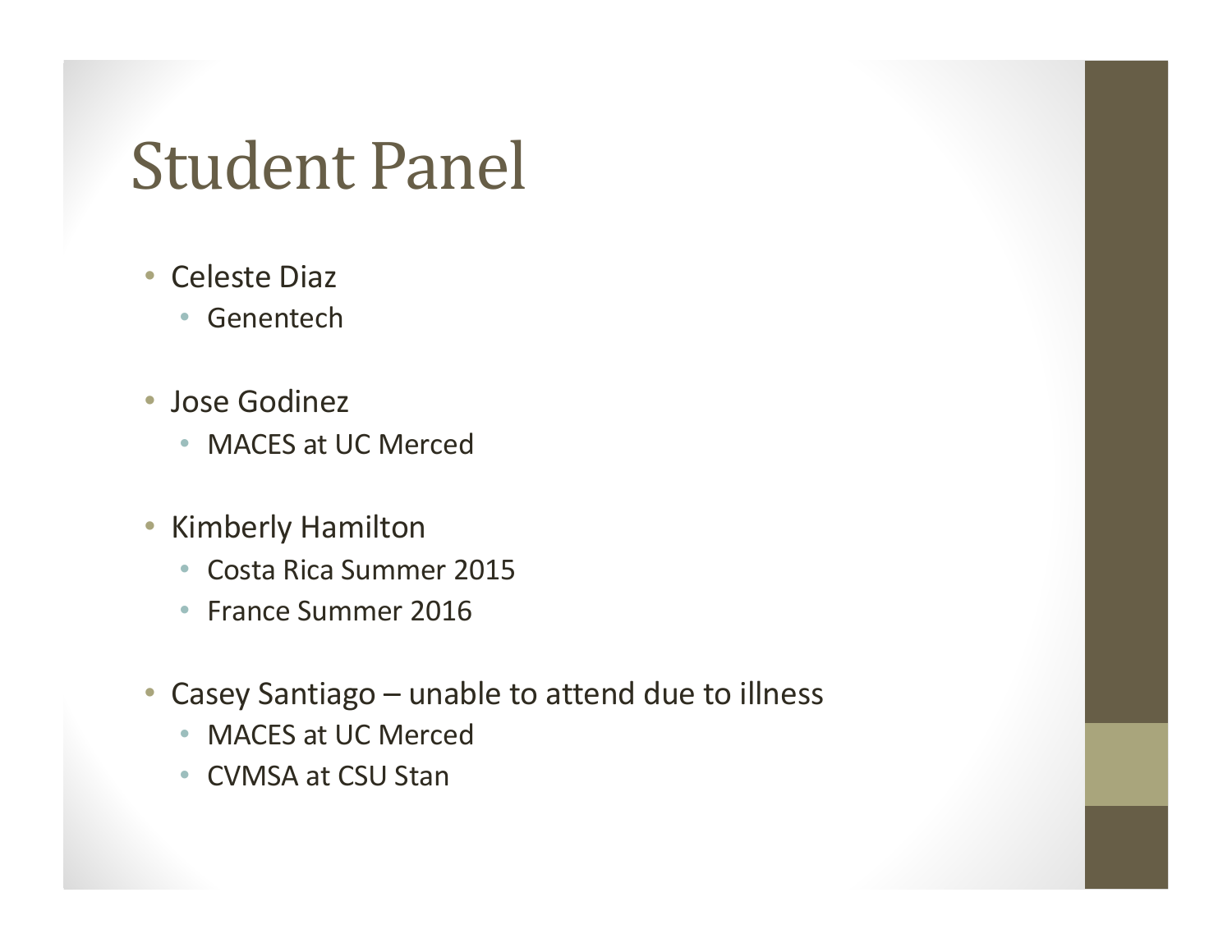# Student Panel

- Celeste Diaz
  - Genentech
- Jose Godinez
  - MACES at UC Merced
- Kimberly Hamilton
  - Costa Rica Summer 2015
  - France Summer 2016
- Casey Santiago – unable to attend due to illness
  - MACES at UC Merced
  - CVMSA at CSU Stan